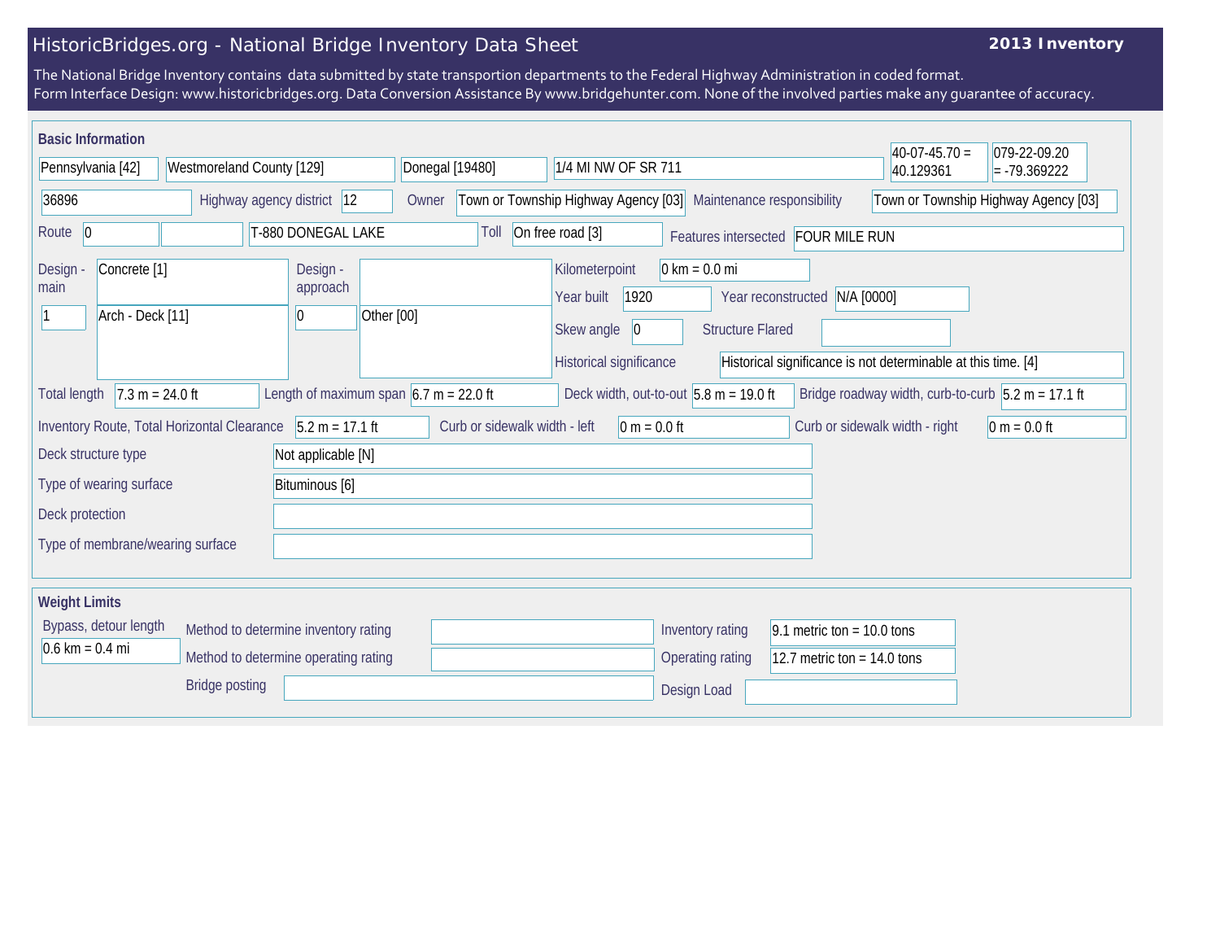# HistoricBridges.org - National Bridge Inventory Data Sheet

**2013 Inventory**

The National Bridge Inventory contains data submitted by state transportion departments to the Federal Highway Administration in coded format.
Form Interface Design: www.historicbridges.org. Data Conversion Assistance By www.bridgehunter.com. None of the involved parties make any guarantee of accuracy.

## Basic Information

| Field | Value |
|---|---|
| State | Pennsylvania [42] |
| County | Westmoreland County [129] |
| Place | Donegal [19480] |
| Location | 1/4 MI NW OF SR 711 |
| Latitude | 40-07-45.70 = 40.129361 |
| Longitude | 079-22-09.20 = -79.369222 |
| Structure number | 36896 |
| Highway agency district | 12 |
| Owner | Town or Township Highway Agency [03] |
| Maintenance responsibility | Town or Township Highway Agency [03] |
| Route | 0 |
| Facility carried | T-880 DONEGAL LAKE |
| Toll | On free road [3] |
| Features intersected | FOUR MILE RUN |
| Design - main | Concrete [1] |
| | 1 — Arch - Deck [11] |
| Design - approach | |
| | 0 — Other [00] |
| Kilometerpoint | 0 km = 0.0 mi |
| Year built | 1920 |
| Year reconstructed | N/A [0000] |
| Skew angle | 0 |
| Structure Flared | |
| Historical significance | Historical significance is not determinable at this time. [4] |
| Total length | 7.3 m = 24.0 ft |
| Length of maximum span | 6.7 m = 22.0 ft |
| Deck width, out-to-out | 5.8 m = 19.0 ft |
| Bridge roadway width, curb-to-curb | 5.2 m = 17.1 ft |
| Inventory Route, Total Horizontal Clearance | 5.2 m = 17.1 ft |
| Curb or sidewalk width - left | 0 m = 0.0 ft |
| Curb or sidewalk width - right | 0 m = 0.0 ft |
| Deck structure type | Not applicable [N] |
| Type of wearing surface | Bituminous [6] |
| Deck protection | |
| Type of membrane/wearing surface | |

## Weight Limits

| Field | Value |
|---|---|
| Bypass, detour length | 0.6 km = 0.4 mi |
| Method to determine inventory rating | |
| Method to determine operating rating | |
| Bridge posting | |
| Inventory rating | 9.1 metric ton = 10.0 tons |
| Operating rating | 12.7 metric ton = 14.0 tons |
| Design Load | |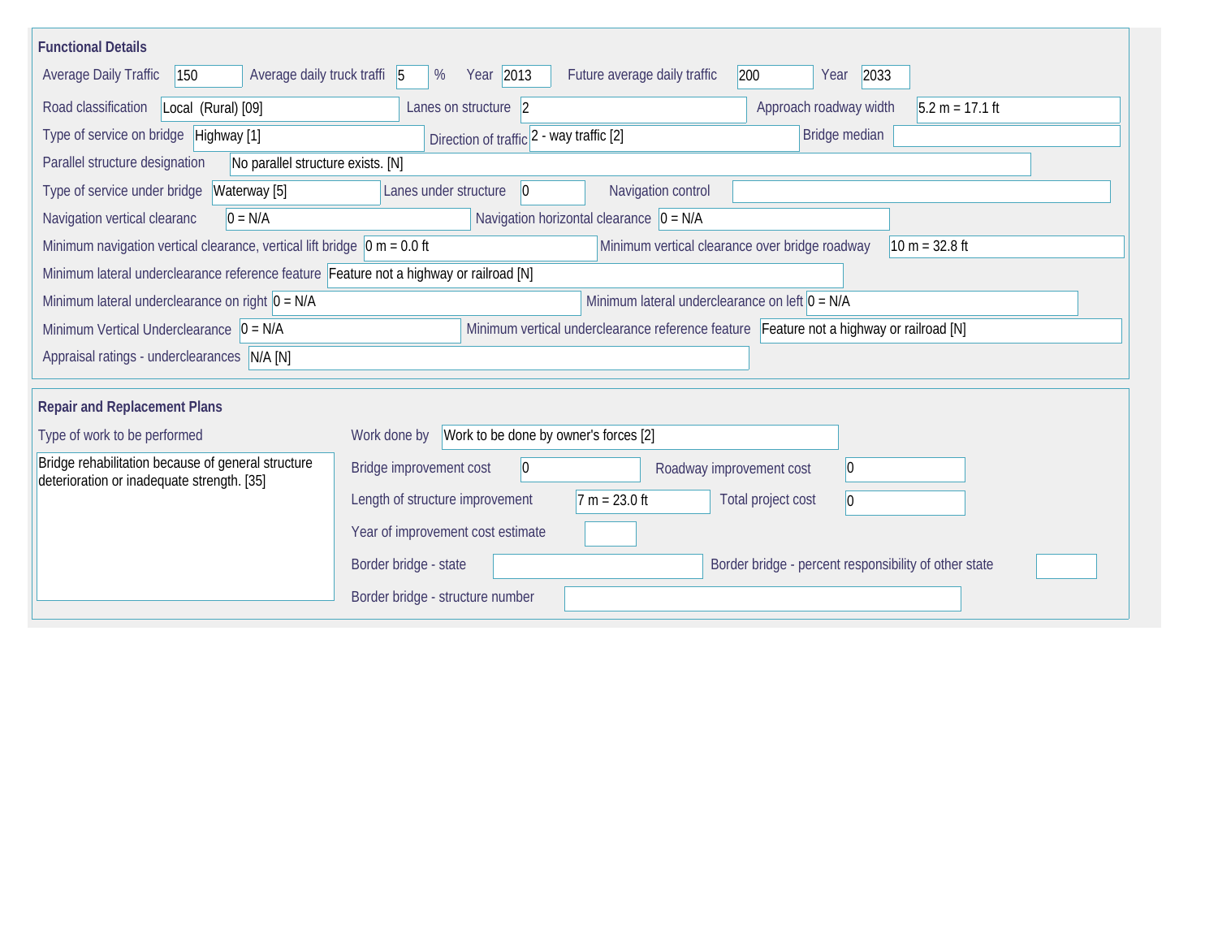## Functional Details

Average Daily Traffic: 150

Average daily truck traffi: 5 %

Year: 2013

Future average daily traffic: 200

Year: 2033

Road classification: Local (Rural) [09]

Lanes on structure: 2

Approach roadway width: 5.2 m = 17.1 ft

Type of service on bridge: Highway [1]

Direction of traffic: 2 - way traffic [2]

Bridge median:

Parallel structure designation: No parallel structure exists. [N]

Type of service under bridge: Waterway [5]

Lanes under structure: 0

Navigation control:

Navigation vertical clearanc: 0 = N/A

Navigation horizontal clearance: 0 = N/A

Minimum navigation vertical clearance, vertical lift bridge: 0 m = 0.0 ft

Minimum vertical clearance over bridge roadway: 10 m = 32.8 ft

Minimum lateral underclearance reference feature: Feature not a highway or railroad [N]

Minimum lateral underclearance on right: 0 = N/A

Minimum lateral underclearance on left: 0 = N/A

Minimum Vertical Underclearance: 0 = N/A

Minimum vertical underclearance reference feature: Feature not a highway or railroad [N]

Appraisal ratings - underclearances: N/A [N]

## Repair and Replacement Plans

Type of work to be performed: Bridge rehabilitation because of general structure deterioration or inadequate strength. [35]

Work done by: Work to be done by owner's forces [2]

Bridge improvement cost: 0

Roadway improvement cost: 0

Length of structure improvement: 7 m = 23.0 ft

Total project cost: 0

Year of improvement cost estimate:

Border bridge - state:

Border bridge - percent responsibility of other state:

Border bridge - structure number: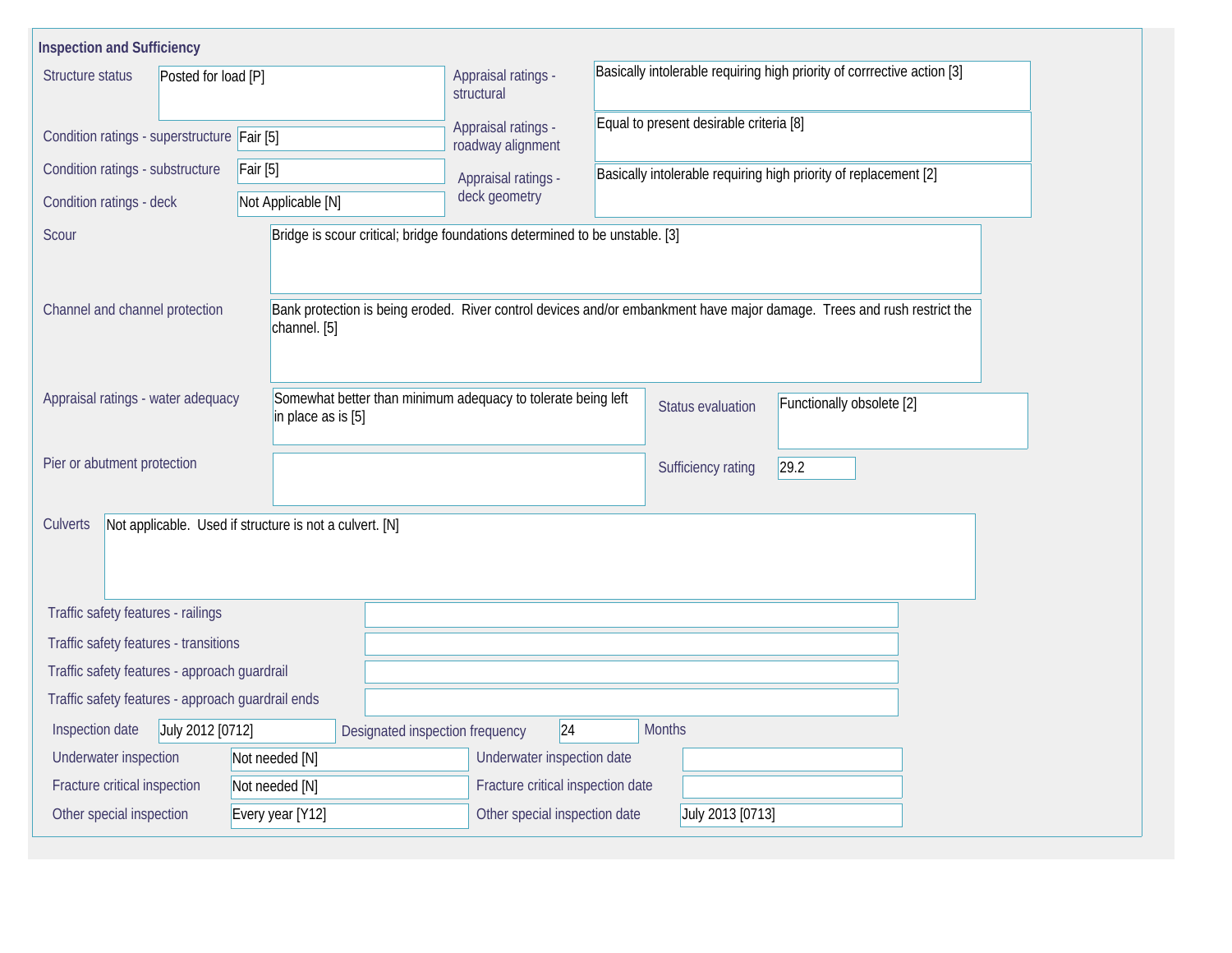## Inspection and Sufficiency

| | |
|---|---|
| Structure status | Posted for load [P] |
| Condition ratings - superstructure | Fair [5] |
| Condition ratings - substructure | Fair [5] |
| Condition ratings - deck | Not Applicable [N] |
| Appraisal ratings - structural | Basically intolerable requiring high priority of corrrective action [3] |
| Appraisal ratings - roadway alignment | Equal to present desirable criteria [8] |
| Appraisal ratings - deck geometry | Basically intolerable requiring high priority of replacement [2] |
| Scour | Bridge is scour critical; bridge foundations determined to be unstable. [3] |
| Channel and channel protection | Bank protection is being eroded. River control devices and/or embankment have major damage. Trees and rush restrict the channel. [5] |
| Appraisal ratings - water adequacy | Somewhat better than minimum adequacy to tolerate being left in place as is [5] |
| Status evaluation | Functionally obsolete [2] |
| Pier or abutment protection | |
| Sufficiency rating | 29.2 |
| Culverts | Not applicable. Used if structure is not a culvert. [N] |
| Traffic safety features - railings | |
| Traffic safety features - transitions | |
| Traffic safety features - approach guardrail | |
| Traffic safety features - approach guardrail ends | |
| Inspection date | July 2012 [0712] |
| Designated inspection frequency | 24 Months |
| Underwater inspection | Not needed [N] |
| Underwater inspection date | |
| Fracture critical inspection | Not needed [N] |
| Fracture critical inspection date | |
| Other special inspection | Every year [Y12] |
| Other special inspection date | July 2013 [0713] |